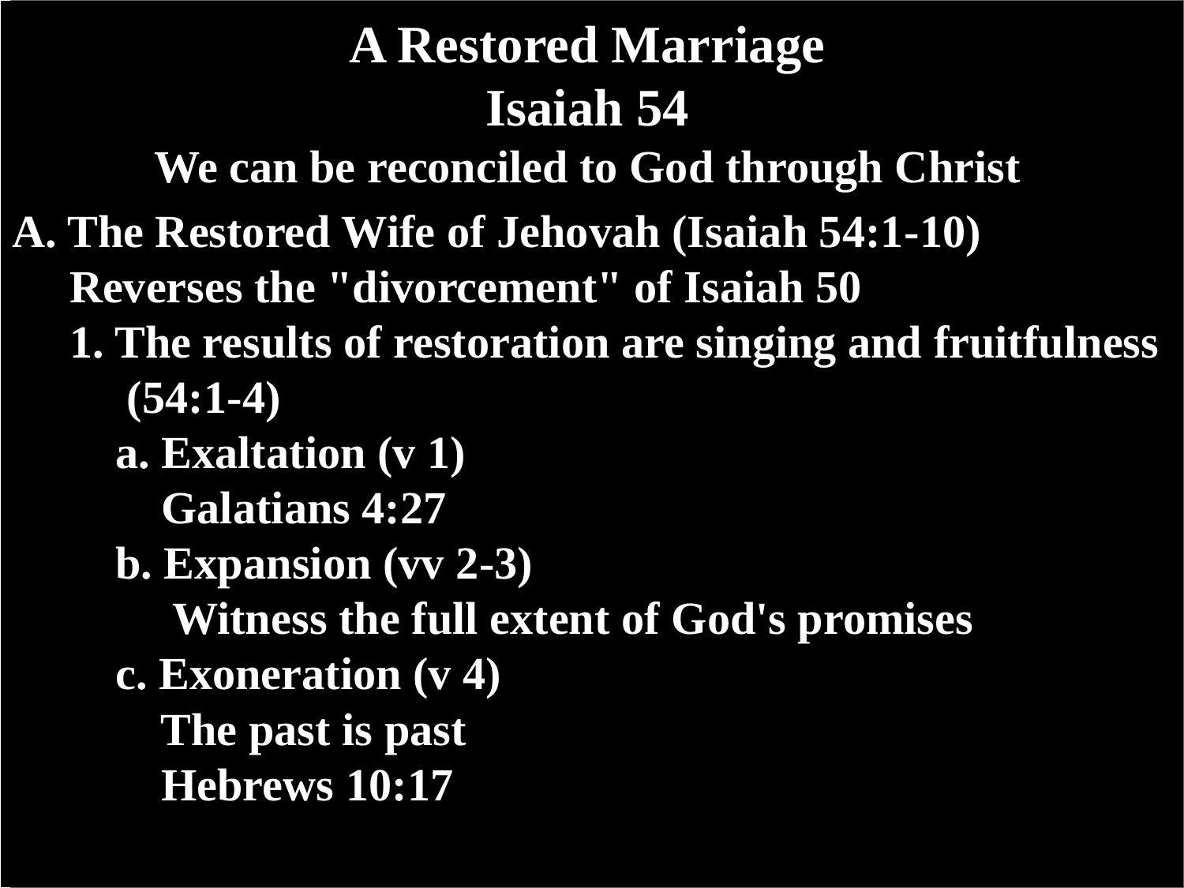# A Restored Marriage

## Isaiah 54

### We can be reconciled to God through Christ

**A. The Restored Wife of Jehovah (Isaiah 54:1-10)**

**Reverses the "divorcement" of Isaiah 50**

1. **The results of restoration are singing and fruitfulness (54:1-4)**
    - **a. Exaltation (v 1)**
      **Galatians 4:27**
    - **b. Expansion (vv 2-3)**
      **Witness the full extent of God's promises**
    - **c. Exoneration (v 4)**
      **The past is past**
      **Hebrews 10:17**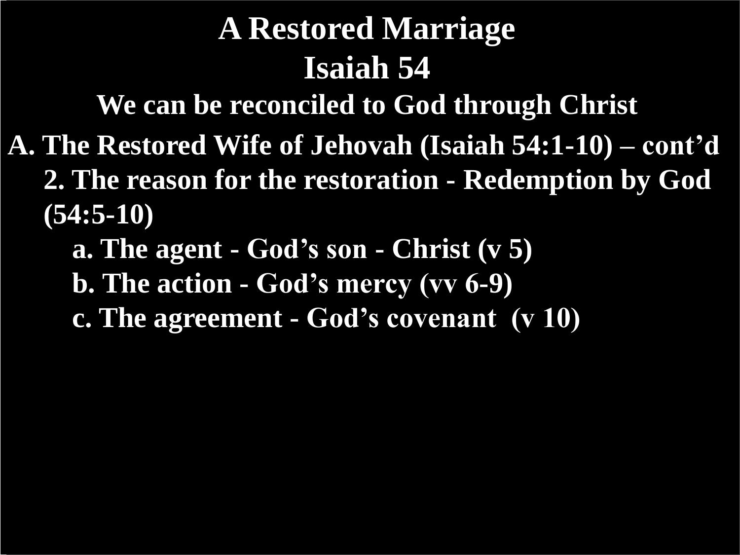# A Restored Marriage
## Isaiah 54
### We can be reconciled to God through Christ

A. The Restored Wife of Jehovah (Isaiah 54:1-10) – cont'd

2. The reason for the restoration - Redemption by God (54:5-10)
    - a. The agent - God's son - Christ (v 5)
    - b. The action - God's mercy (vv 6-9)
    - c. The agreement - God's covenant (v 10)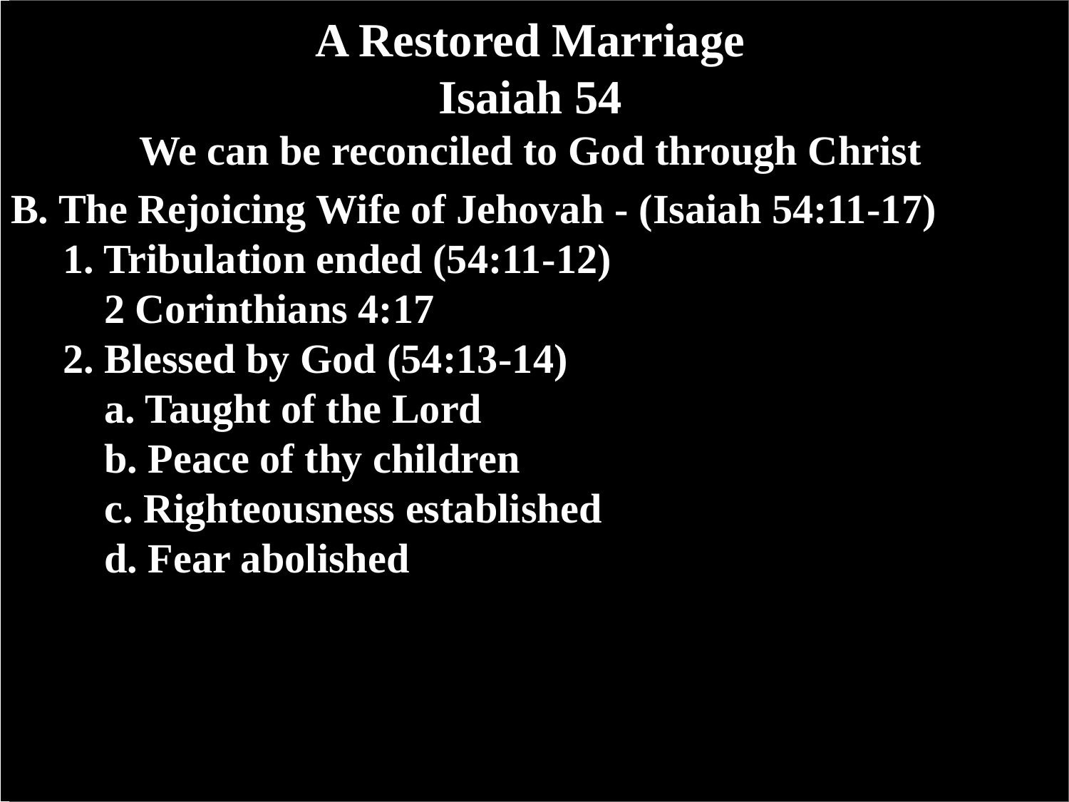# A Restored Marriage

## Isaiah 54

### We can be reconciled to God through Christ

**B. The Rejoicing Wife of Jehovah - (Isaiah 54:11-17)**

- **1. Tribulation ended (54:11-12)**
  - **2 Corinthians 4:17**
- **2. Blessed by God (54:13-14)**
  - **a. Taught of the Lord**
  - **b. Peace of thy children**
  - **c. Righteousness established**
  - **d. Fear abolished**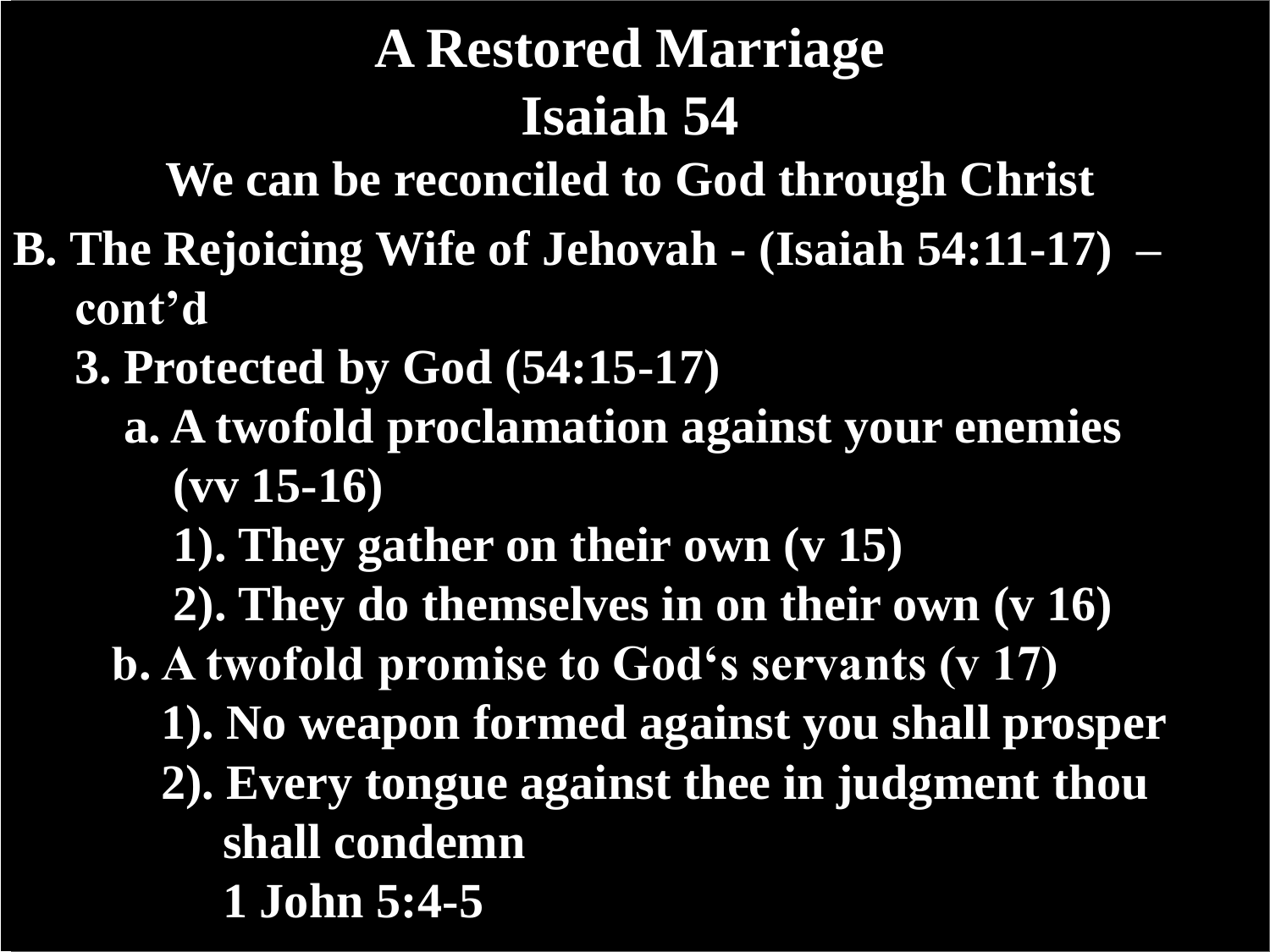# A Restored Marriage
# Isaiah 54

**We can be reconciled to God through Christ**

**B. The Rejoicing Wife of Jehovah - (Isaiah 54:11-17) – cont'd**

- **3. Protected by God (54:15-17)**
  - **a. A twofold proclamation against your enemies (vv 15-16)**
    - **1). They gather on their own (v 15)**
    - **2). They do themselves in on their own (v 16)**
  - **b. A twofold promise to God's servants (v 17)**
    - **1). No weapon formed against you shall prosper**
    - **2). Every tongue against thee in judgment thou shall condemn**

      **1 John 5:4-5**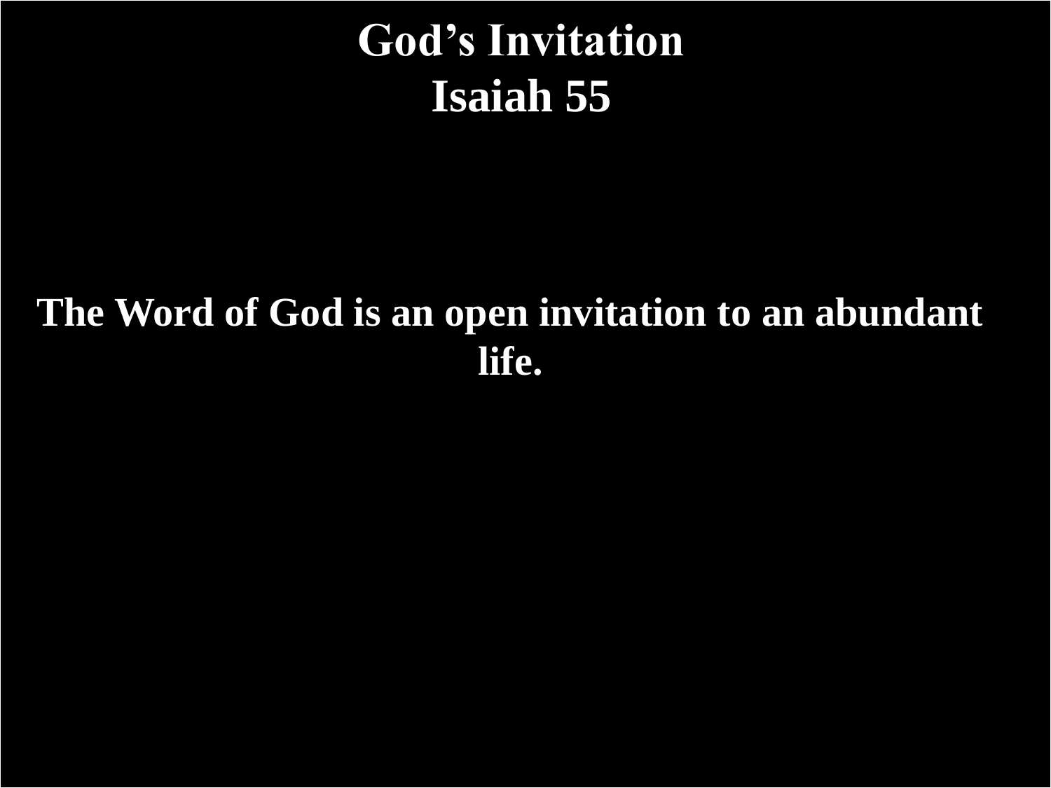# God's Invitation
# Isaiah 55

**The Word of God is an open invitation to an abundant life.**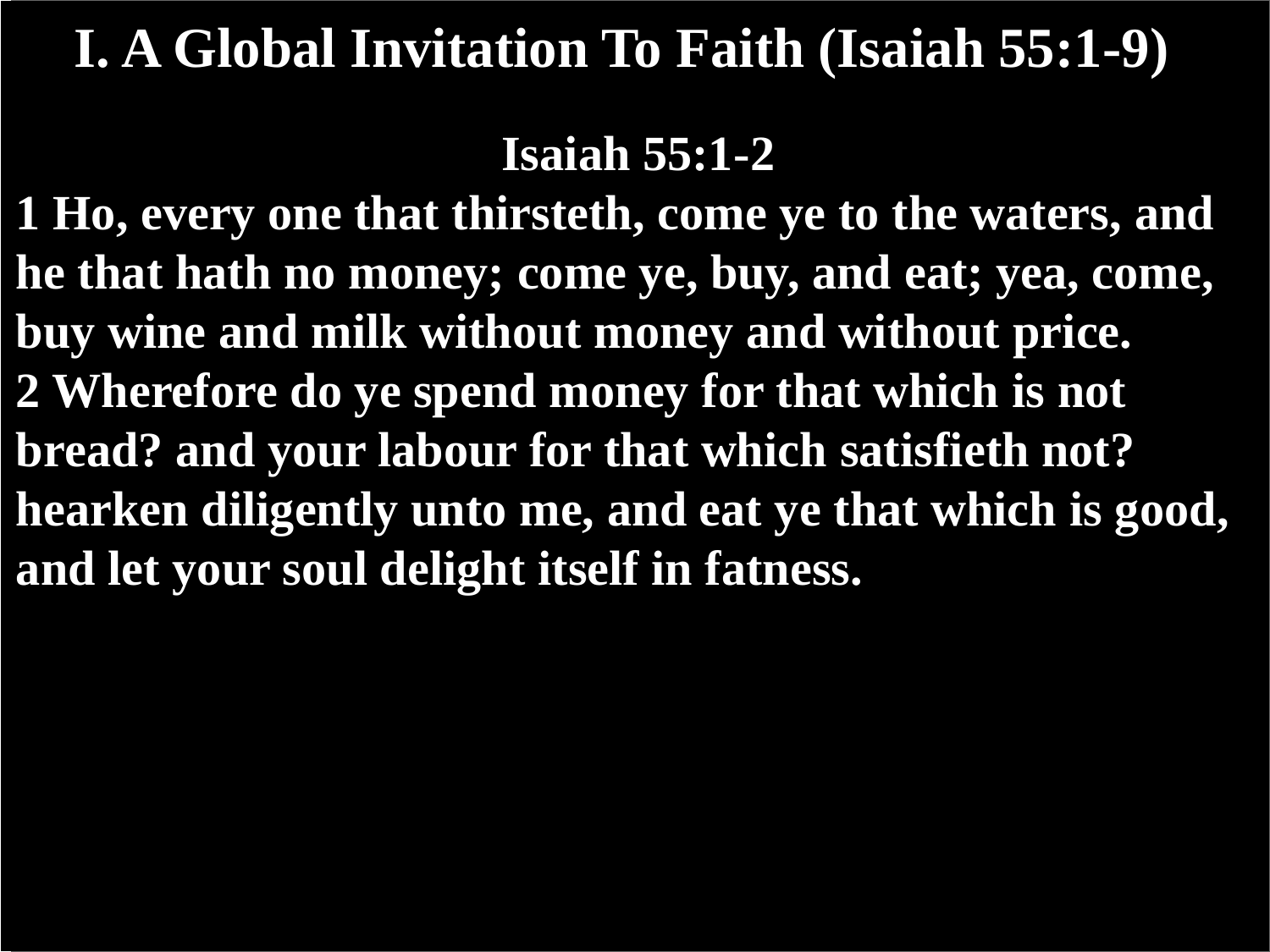# I. A Global Invitation To Faith (Isaiah 55:1-9)

**Isaiah 55:1-2**

**1 Ho, every one that thirsteth, come ye to the waters, and he that hath no money; come ye, buy, and eat; yea, come, buy wine and milk without money and without price.**
**2 Wherefore do ye spend money for that which is not bread? and your labour for that which satisfieth not? hearken diligently unto me, and eat ye that which is good, and let your soul delight itself in fatness.**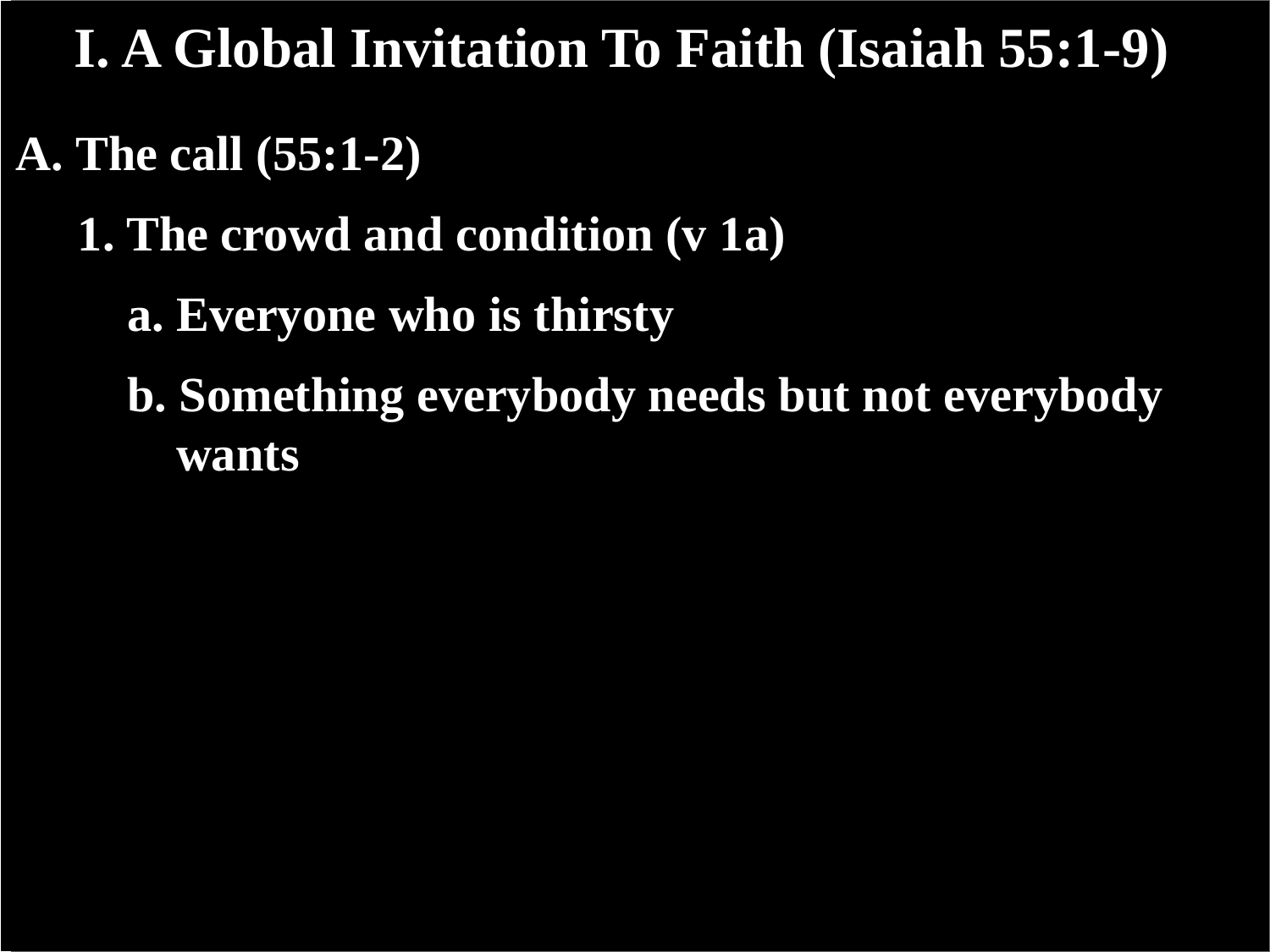# I. A Global Invitation To Faith (Isaiah 55:1-9)

**A. The call (55:1-2)**

- **1. The crowd and condition (v 1a)**
  - **a. Everyone who is thirsty**
  - **b. Something everybody needs but not everybody wants**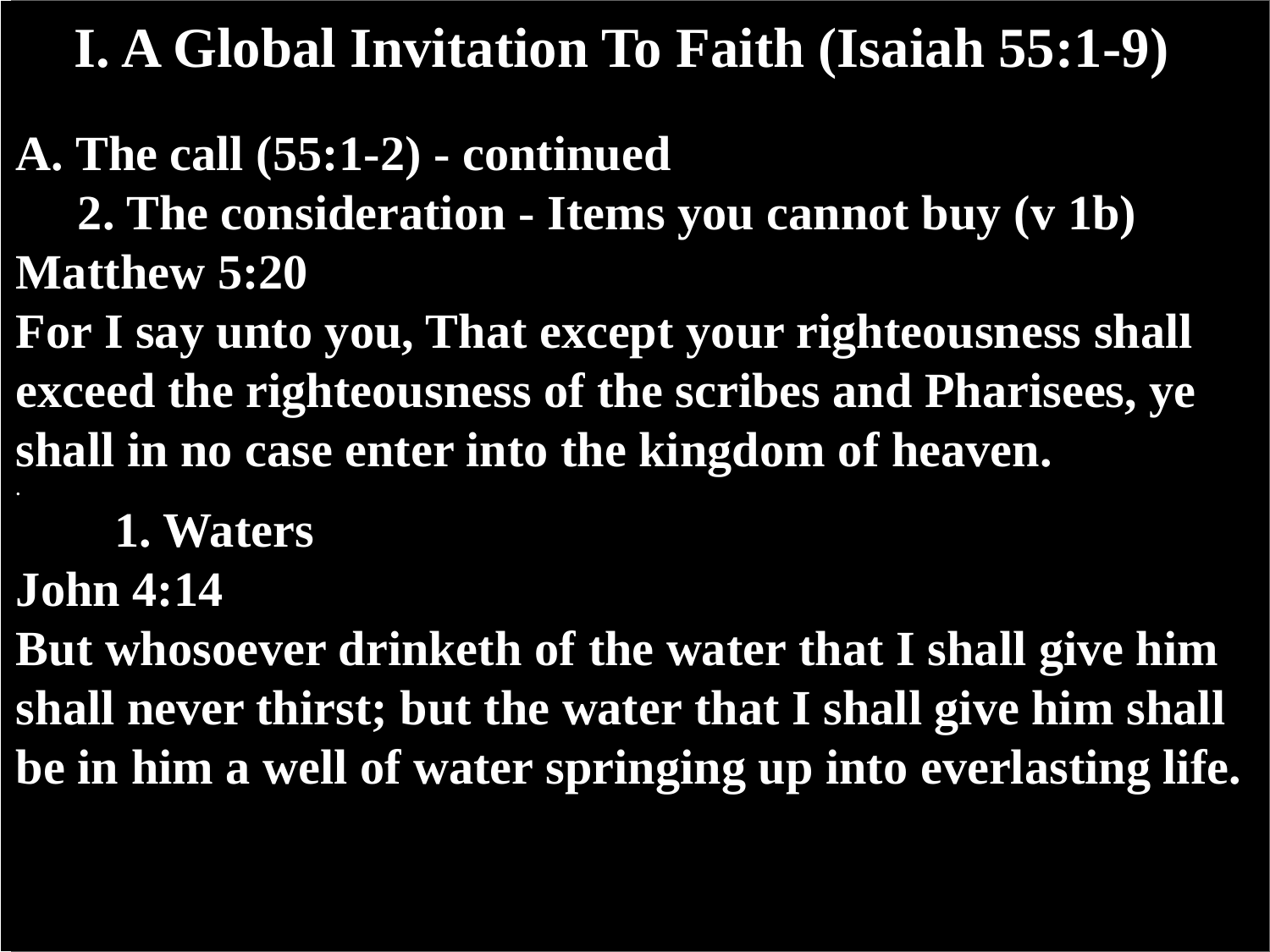# I. A Global Invitation To Faith (Isaiah 55:1-9)

**A. The call (55:1-2) - continued**

**2. The consideration - Items you cannot buy (v 1b)**

**Matthew 5:20**

**For I say unto you, That except your righteousness shall exceed the righteousness of the scribes and Pharisees, ye shall in no case enter into the kingdom of heaven.**

**1. Waters**

**John 4:14**

**But whosoever drinketh of the water that I shall give him shall never thirst; but the water that I shall give him shall be in him a well of water springing up into everlasting life.**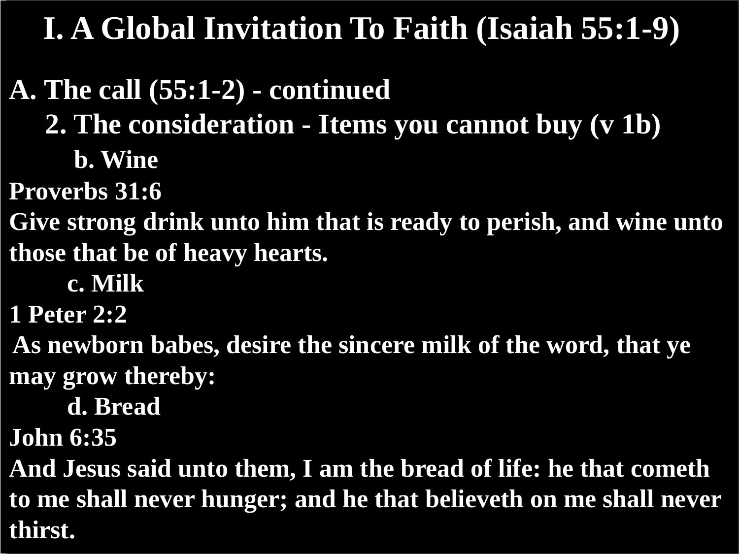# I. A Global Invitation To Faith (Isaiah 55:1-9)

## A. The call (55:1-2) - continued

### 2. The consideration - Items you cannot buy (v 1b)

**b. Wine**

**Proverbs 31:6**

**Give strong drink unto him that is ready to perish, and wine unto those that be of heavy hearts.**

**c. Milk**

**1 Peter 2:2**

**As newborn babes, desire the sincere milk of the word, that ye may grow thereby:**

**d. Bread**

**John 6:35**

**And Jesus said unto them, I am the bread of life: he that cometh to me shall never hunger; and he that believeth on me shall never thirst.**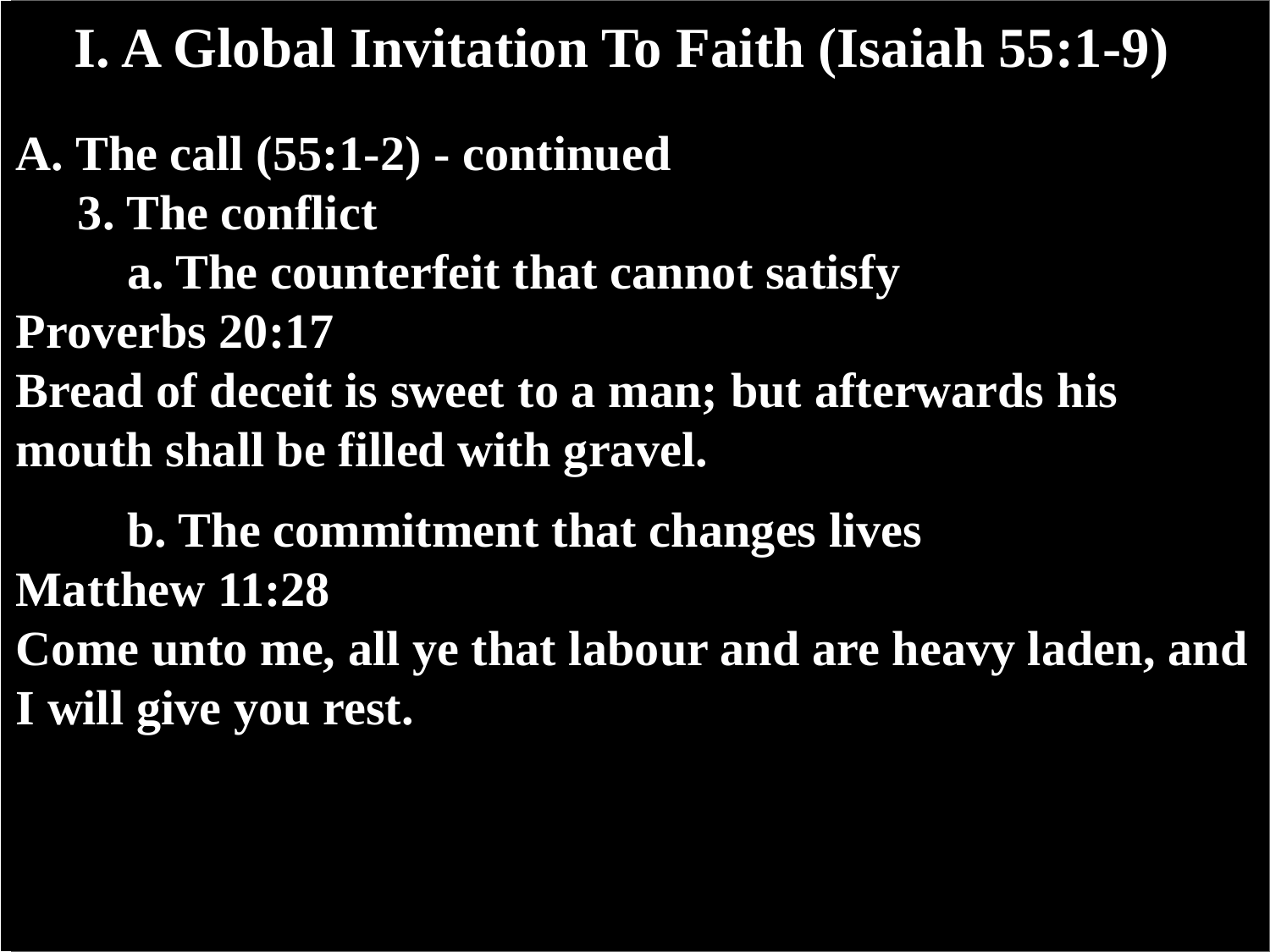# I. A Global Invitation To Faith (Isaiah 55:1-9)

**A. The call (55:1-2) - continued**

**3. The conflict**

**a. The counterfeit that cannot satisfy**

**Proverbs 20:17**

**Bread of deceit is sweet to a man; but afterwards his mouth shall be filled with gravel.**

**b. The commitment that changes lives**

**Matthew 11:28**

**Come unto me, all ye that labour and are heavy laden, and I will give you rest.**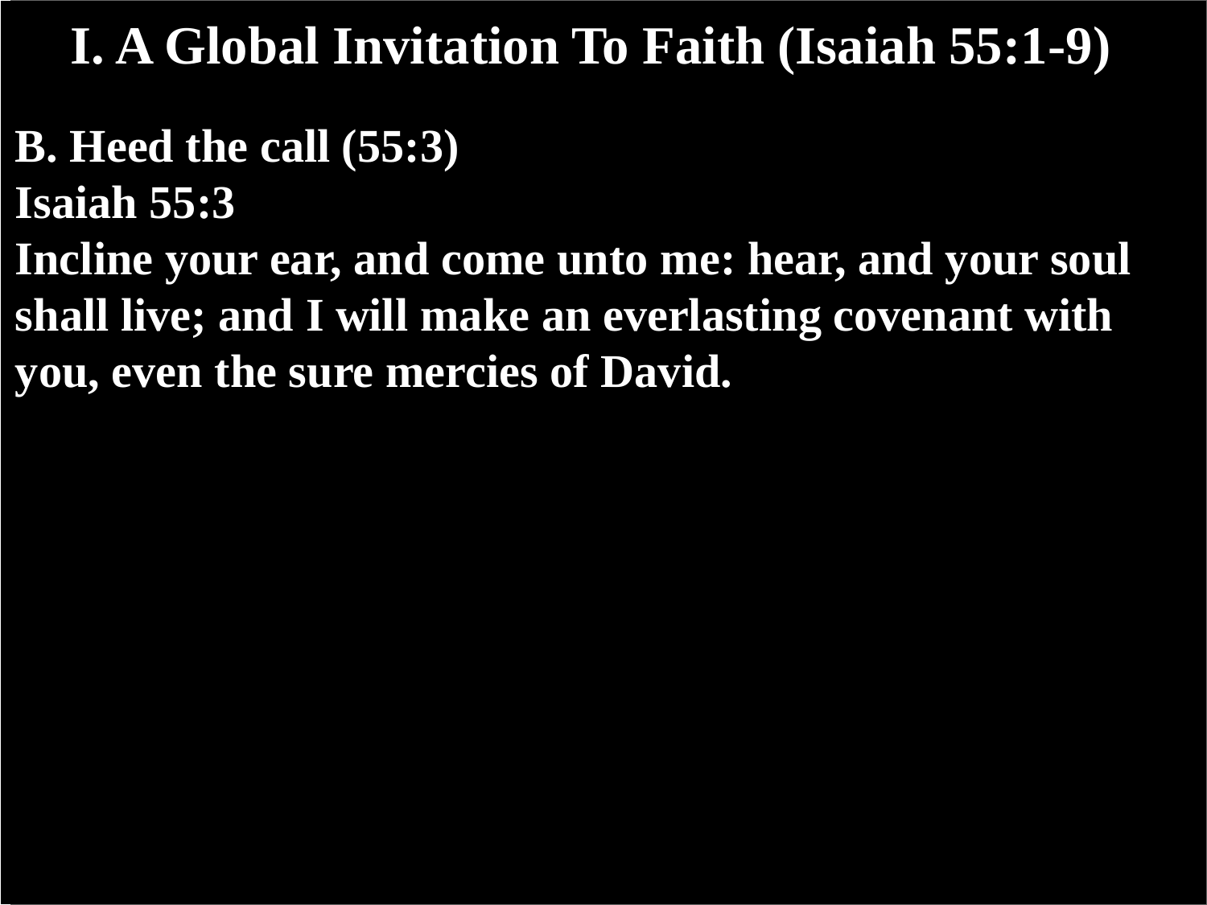# I. A Global Invitation To Faith (Isaiah 55:1-9)

**B. Heed the call (55:3)**

**Isaiah 55:3**

**Incline your ear, and come unto me: hear, and your soul shall live; and I will make an everlasting covenant with you, even the sure mercies of David.**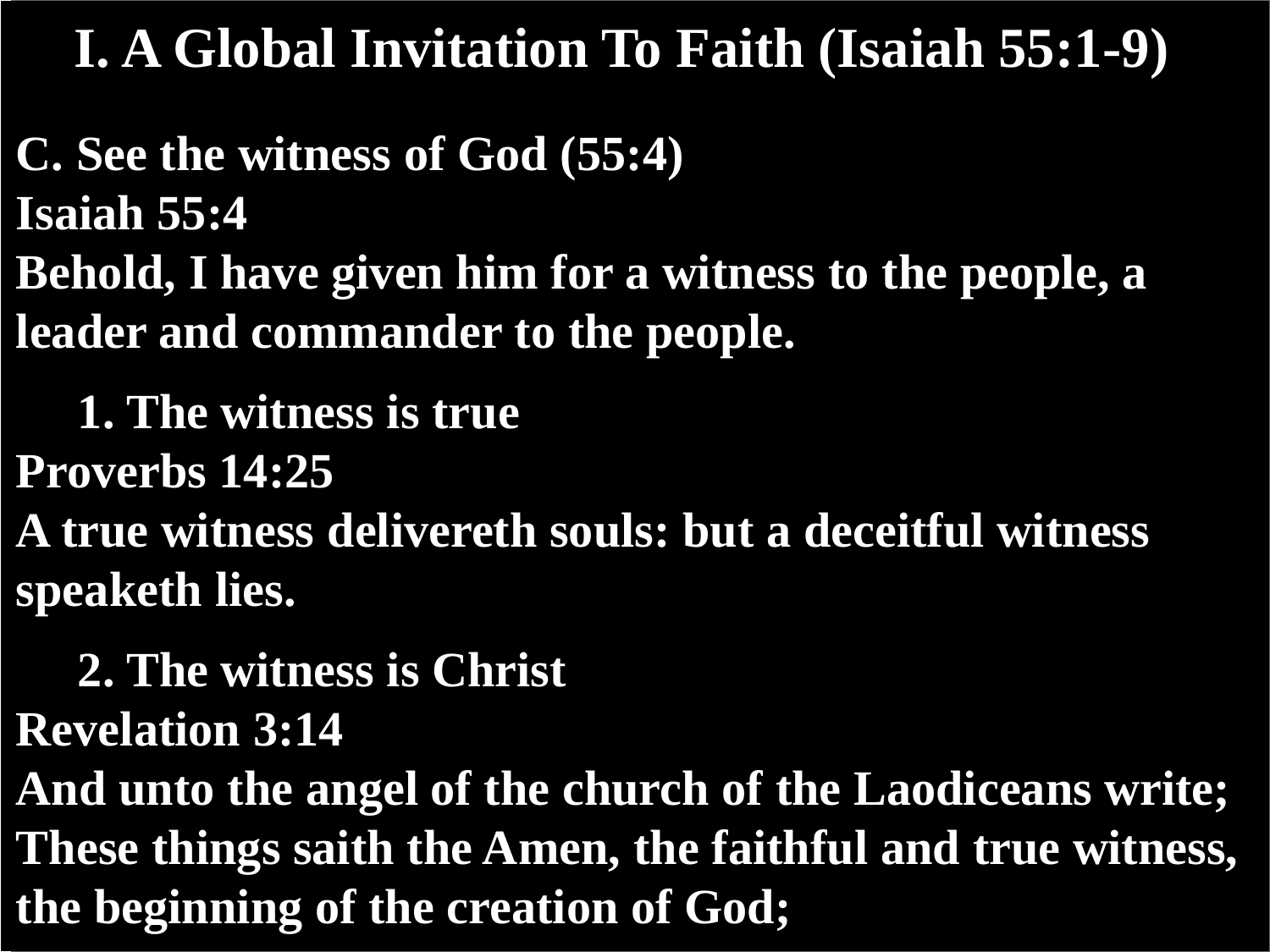# I. A Global Invitation To Faith (Isaiah 55:1-9)

**C. See the witness of God (55:4)**

**Isaiah 55:4**

**Behold, I have given him for a witness to the people, a leader and commander to the people.**

**1. The witness is true**

**Proverbs 14:25**

**A true witness delivereth souls: but a deceitful witness speaketh lies.**

**2. The witness is Christ**

**Revelation 3:14**

**And unto the angel of the church of the Laodiceans write; These things saith the Amen, the faithful and true witness, the beginning of the creation of God;**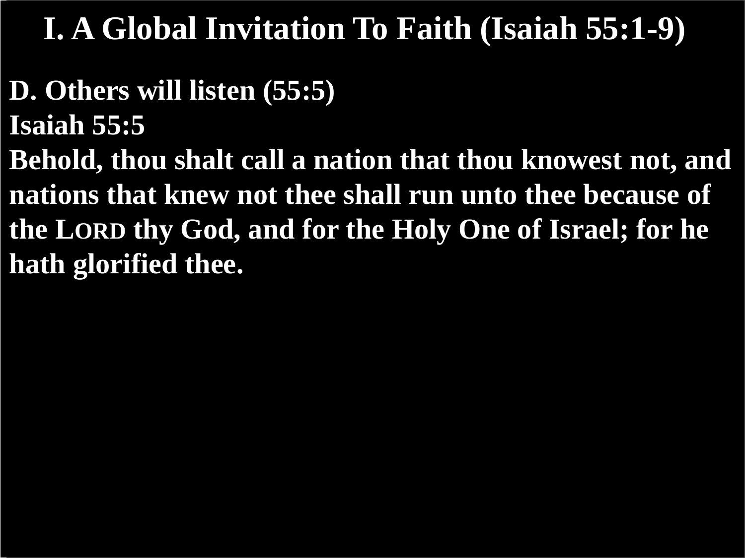# I. A Global Invitation To Faith (Isaiah 55:1-9)

**D. Others will listen (55:5)**

**Isaiah 55:5**

**Behold, thou shalt call a nation that thou knowest not, and nations that knew not thee shall run unto thee because of the LORD thy God, and for the Holy One of Israel; for he hath glorified thee.**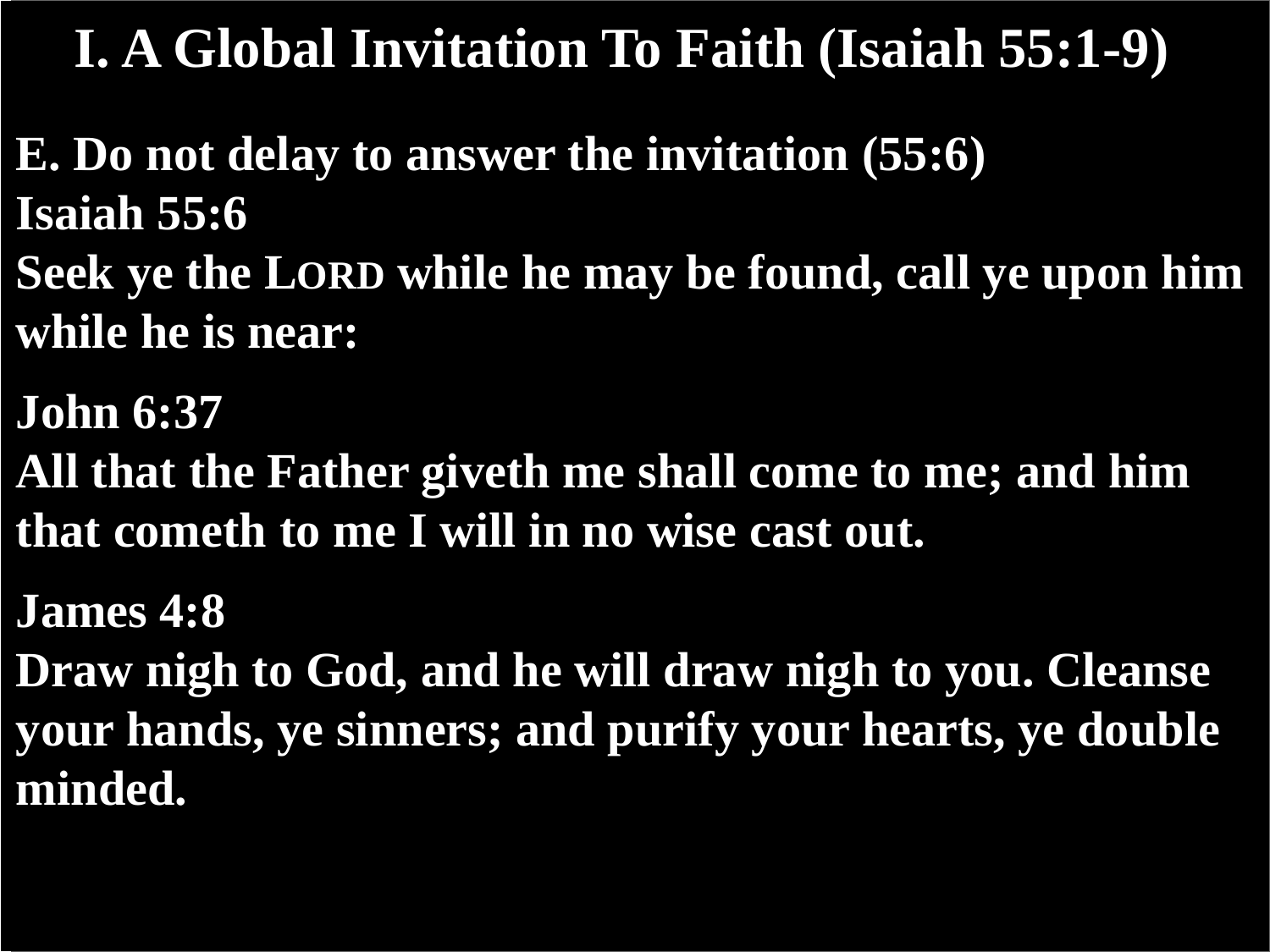# I. A Global Invitation To Faith (Isaiah 55:1-9)

**E. Do not delay to answer the invitation (55:6)**

**Isaiah 55:6**

**Seek ye the LORD while he may be found, call ye upon him while he is near:**

**John 6:37**

**All that the Father giveth me shall come to me; and him that cometh to me I will in no wise cast out.**

**James 4:8**

**Draw nigh to God, and he will draw nigh to you. Cleanse your hands, ye sinners; and purify your hearts, ye double minded.**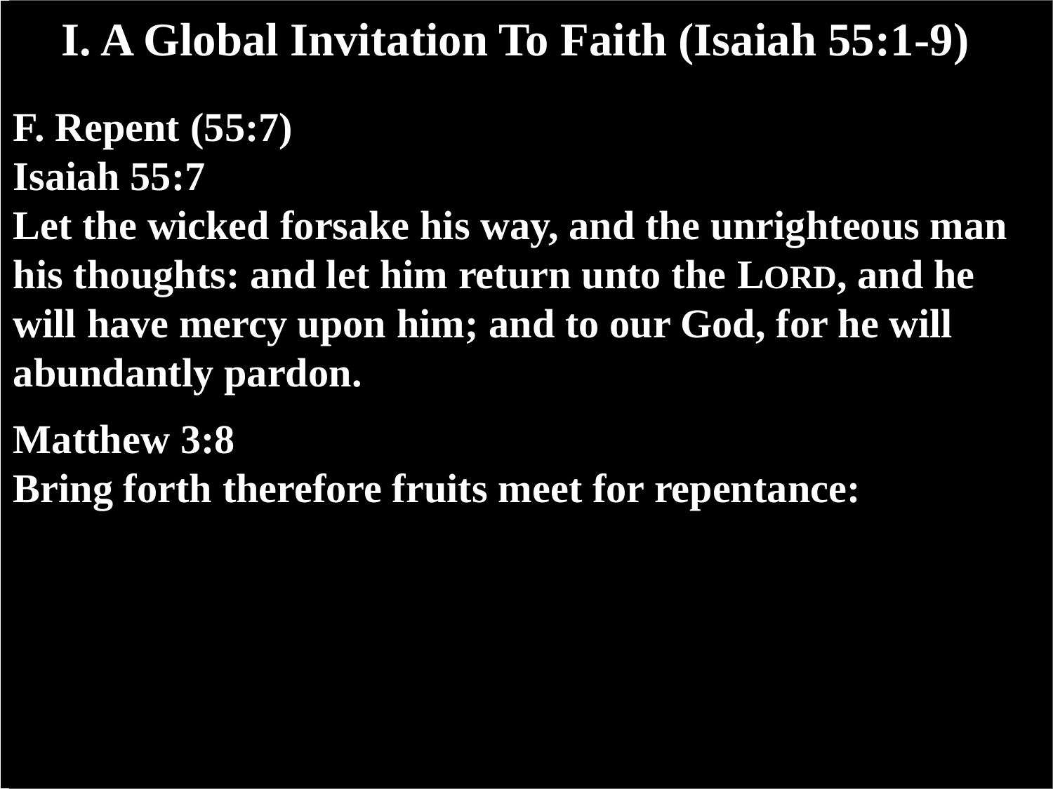# I. A Global Invitation To Faith (Isaiah 55:1-9)

**F. Repent (55:7)**
**Isaiah 55:7**
**Let the wicked forsake his way, and the unrighteous man his thoughts: and let him return unto the LORD, and he will have mercy upon him; and to our God, for he will abundantly pardon.**

**Matthew 3:8**
**Bring forth therefore fruits meet for repentance:**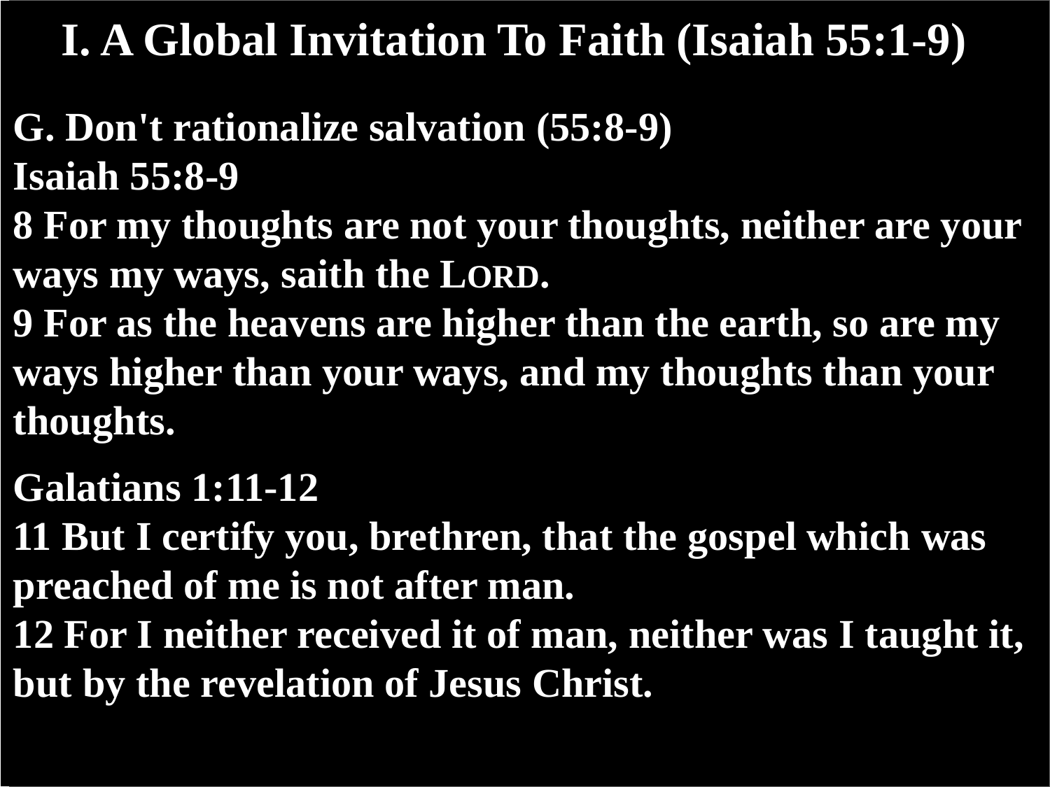# I. A Global Invitation To Faith (Isaiah 55:1-9)

**G. Don't rationalize salvation (55:8-9)**
**Isaiah 55:8-9**
**8 For my thoughts are not your thoughts, neither are your ways my ways, saith the LORD.**
**9 For as the heavens are higher than the earth, so are my ways higher than your ways, and my thoughts than your thoughts.**

**Galatians 1:11-12**
**11 But I certify you, brethren, that the gospel which was preached of me is not after man.**
**12 For I neither received it of man, neither was I taught it, but by the revelation of Jesus Christ.**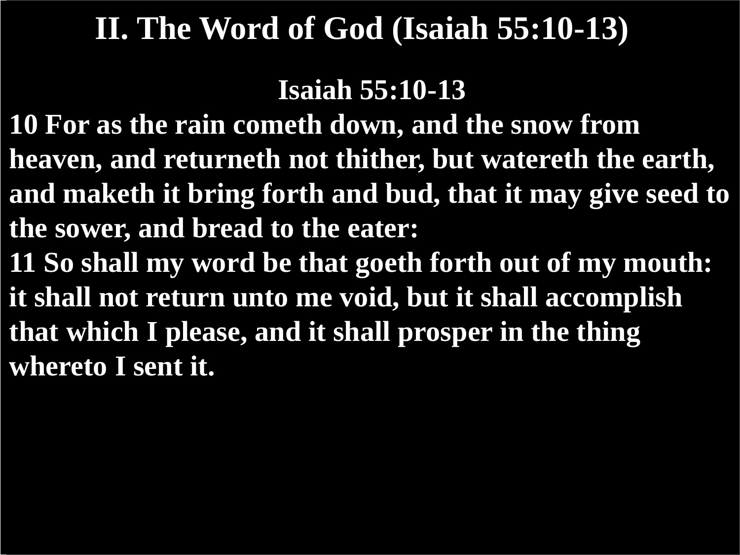# II. The Word of God (Isaiah 55:10-13)

**Isaiah 55:10-13**

**10 For as the rain cometh down, and the snow from heaven, and returneth not thither, but watereth the earth, and maketh it bring forth and bud, that it may give seed to the sower, and bread to the eater:**
**11 So shall my word be that goeth forth out of my mouth: it shall not return unto me void, but it shall accomplish that which I please, and it shall prosper in the thing whereto I sent it.**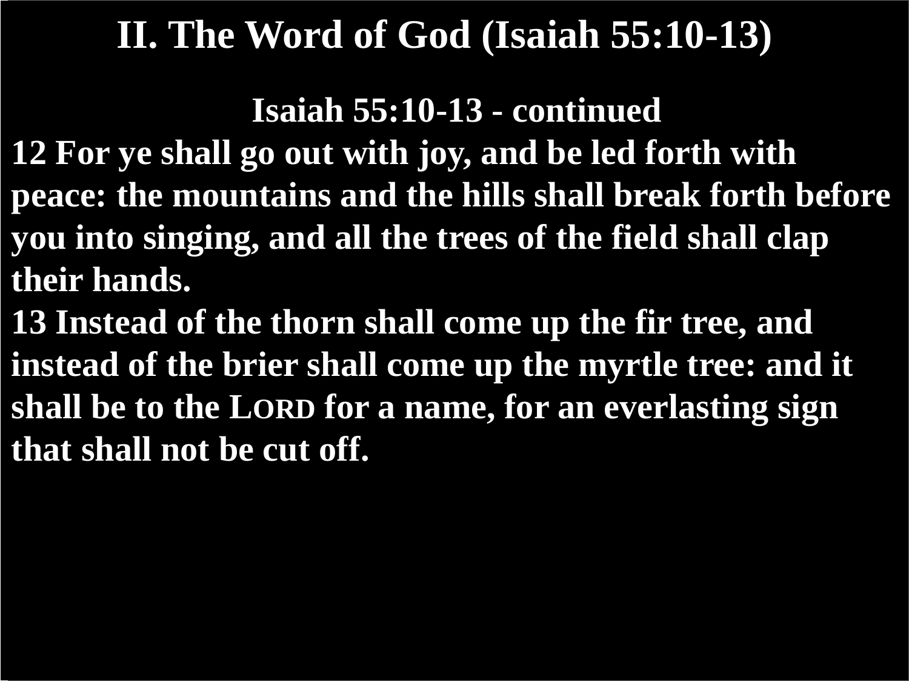# II. The Word of God (Isaiah 55:10-13)

**Isaiah 55:10-13 - continued**

**12 For ye shall go out with joy, and be led forth with peace: the mountains and the hills shall break forth before you into singing, and all the trees of the field shall clap their hands.**

**13 Instead of the thorn shall come up the fir tree, and instead of the brier shall come up the myrtle tree: and it shall be to the LORD for a name, for an everlasting sign that shall not be cut off.**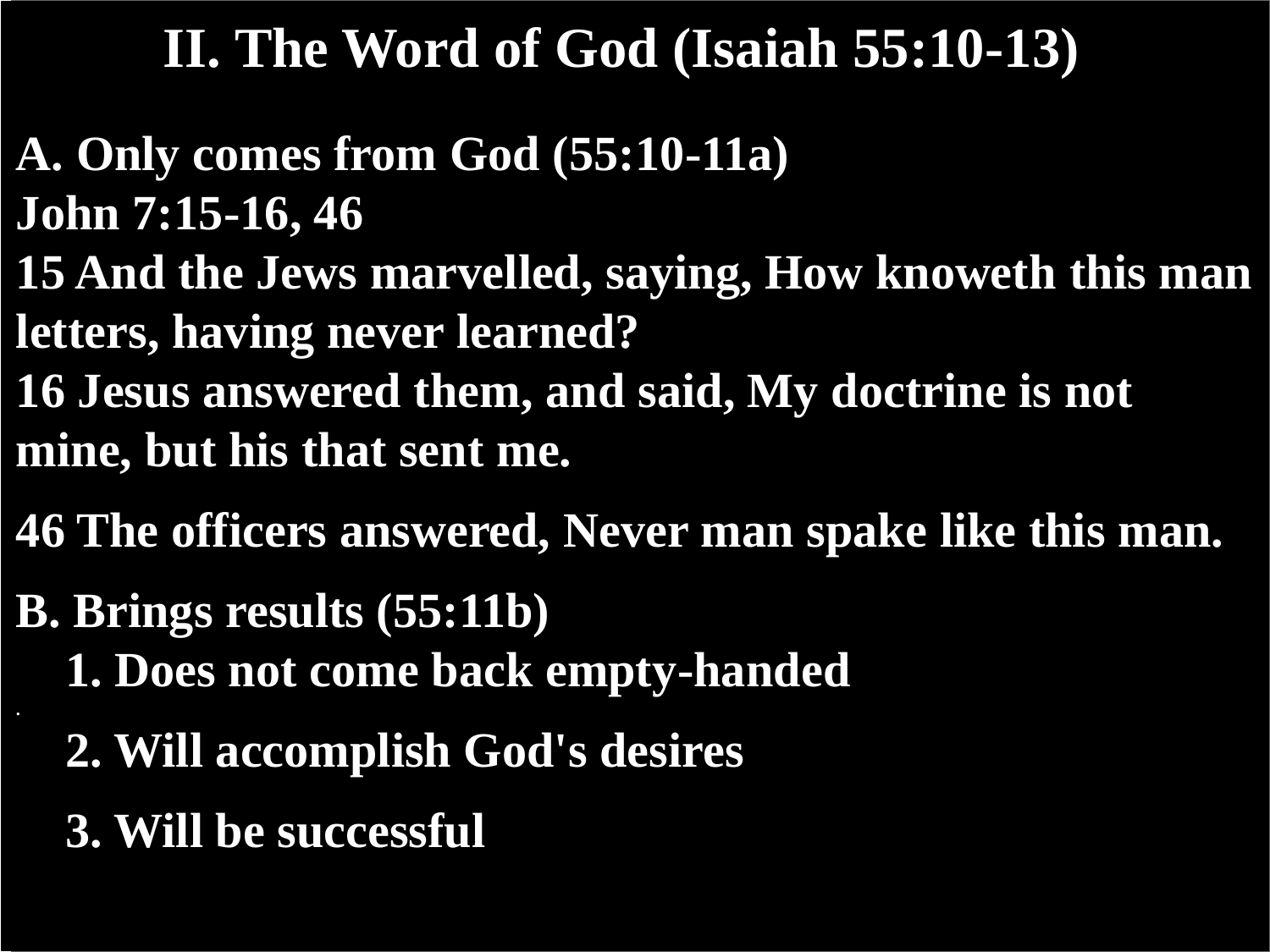# II. The Word of God (Isaiah 55:10-13)

**A. Only comes from God (55:10-11a)**

**John 7:15-16, 46**

**15 And the Jews marvelled, saying, How knoweth this man letters, having never learned?**

**16 Jesus answered them, and said, My doctrine is not mine, but his that sent me.**

**46 The officers answered, Never man spake like this man.**

**B. Brings results (55:11b)**

1. **Does not come back empty-handed**
2. **Will accomplish God's desires**
3. **Will be successful**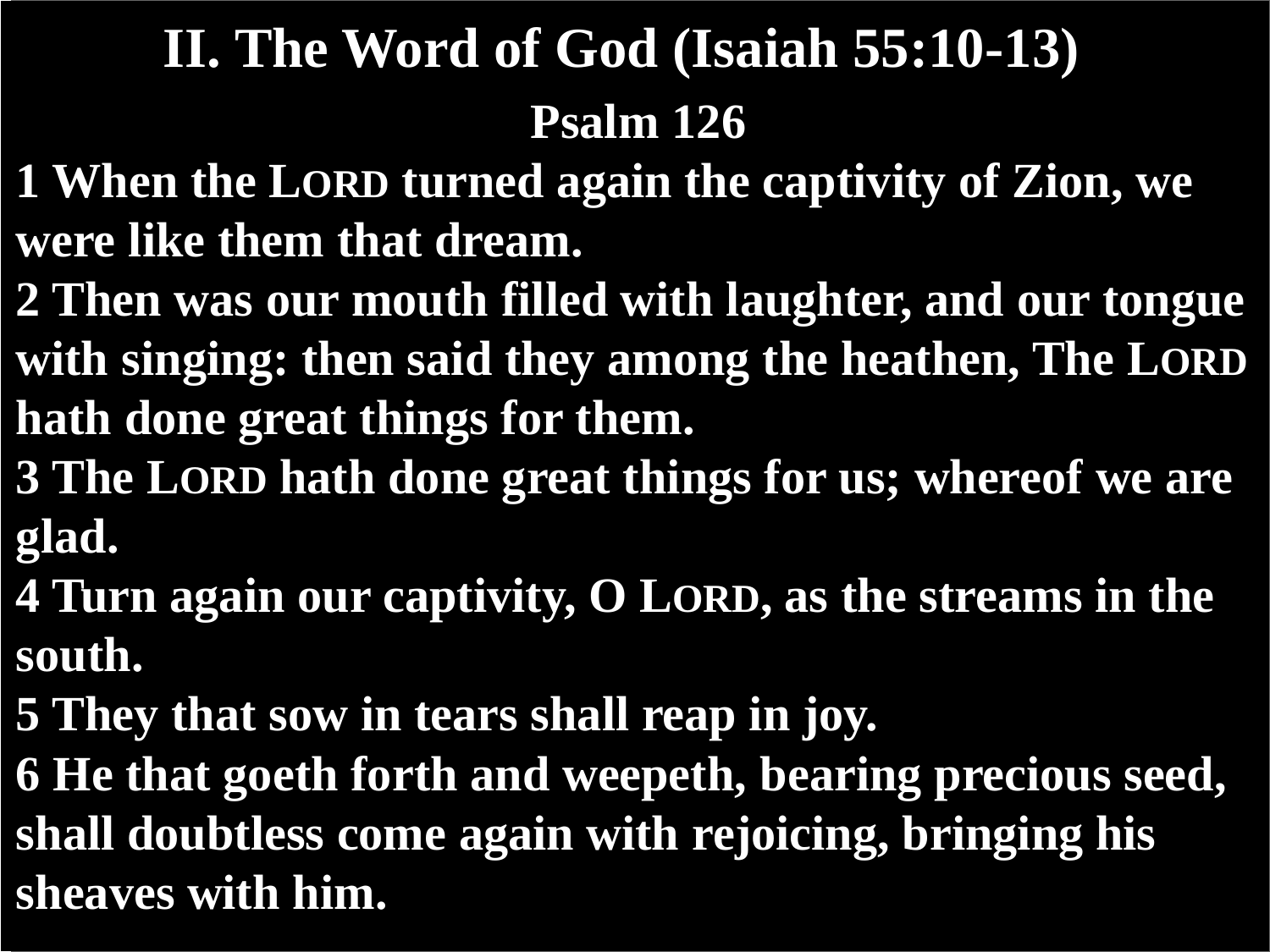# II. The Word of God (Isaiah 55:10-13)

## Psalm 126

**1 When the LORD turned again the captivity of Zion, we were like them that dream.**
**2 Then was our mouth filled with laughter, and our tongue with singing: then said they among the heathen, The LORD hath done great things for them.**
**3 The LORD hath done great things for us; whereof we are glad.**
**4 Turn again our captivity, O LORD, as the streams in the south.**
**5 They that sow in tears shall reap in joy.**
**6 He that goeth forth and weepeth, bearing precious seed, shall doubtless come again with rejoicing, bringing his sheaves with him.**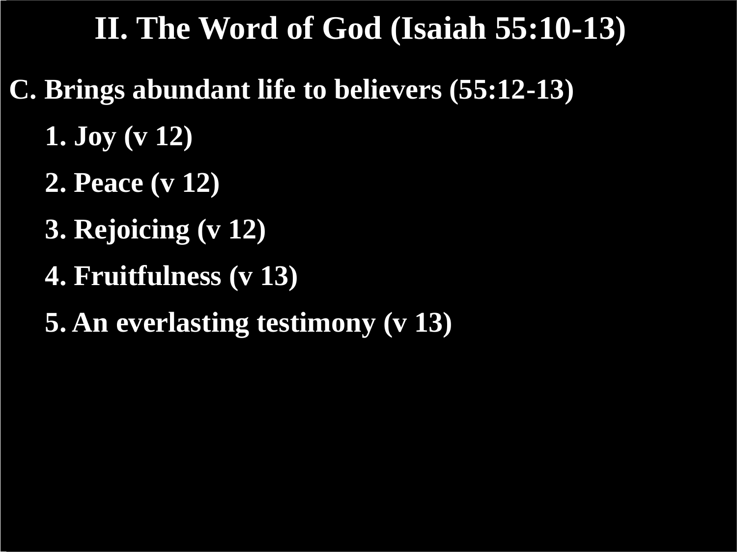# II. The Word of God (Isaiah 55:10-13)

**C. Brings abundant life to believers (55:12-13)**

1. **Joy (v 12)**
2. **Peace (v 12)**
3. **Rejoicing (v 12)**
4. **Fruitfulness (v 13)**
5. **An everlasting testimony (v 13)**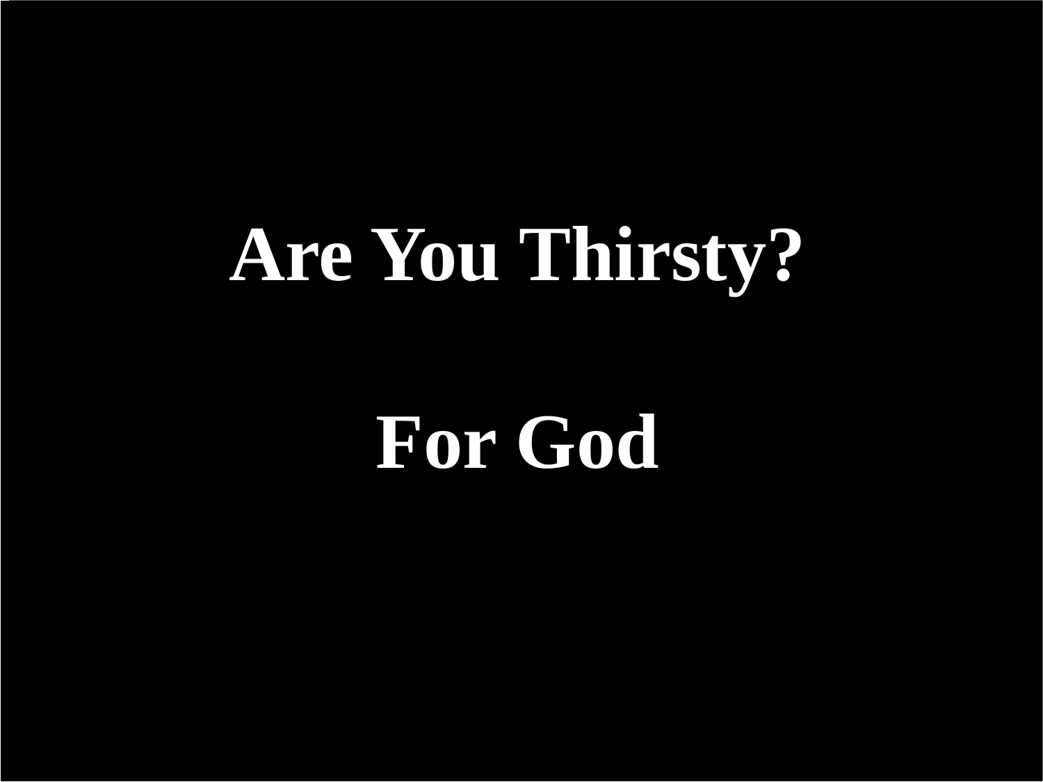# Are You Thirsty?

# For God